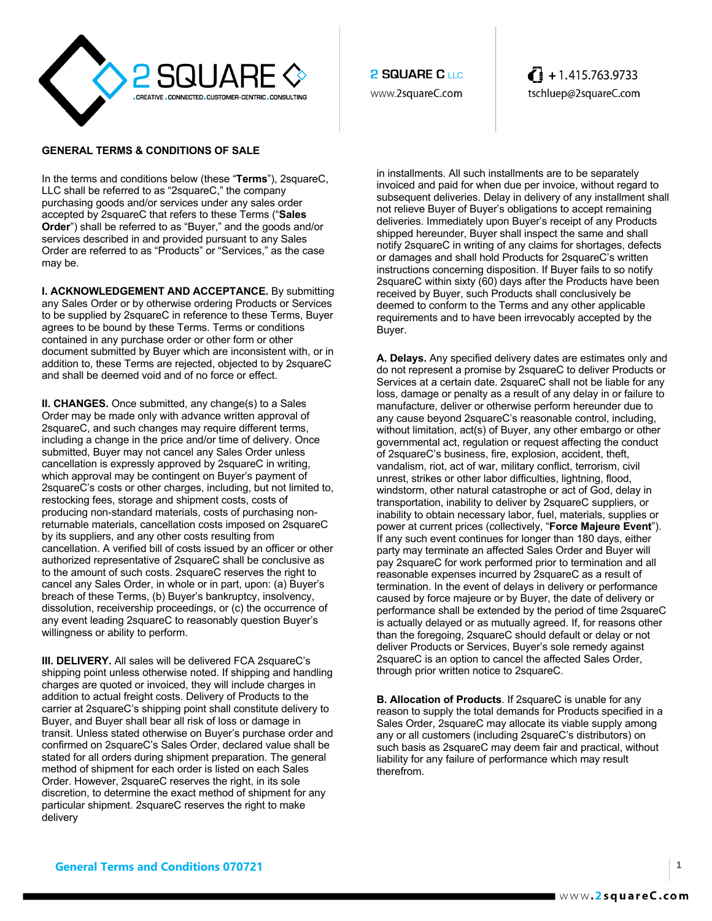2 SQUARE C LLC
www.2squareC.com

+1.415.763.9733
tschluep@2squareC.com

## GENERAL TERMS & CONDITIONS OF SALE

In the terms and conditions below (these "**Terms**"), 2squareC, LLC shall be referred to as "2squareC," the company purchasing goods and/or services under any sales order accepted by 2squareC that refers to these Terms ("**Sales Order**") shall be referred to as "Buyer," and the goods and/or services described in and provided pursuant to any Sales Order are referred to as "Products" or "Services," as the case may be.

**I. ACKNOWLEDGEMENT AND ACCEPTANCE.** By submitting any Sales Order or by otherwise ordering Products or Services to be supplied by 2squareC in reference to these Terms, Buyer agrees to be bound by these Terms. Terms or conditions contained in any purchase order or other form or other document submitted by Buyer which are inconsistent with, or in addition to, these Terms are rejected, objected to by 2squareC and shall be deemed void and of no force or effect.

**II. CHANGES.** Once submitted, any change(s) to a Sales Order may be made only with advance written approval of 2squareC, and such changes may require different terms, including a change in the price and/or time of delivery. Once submitted, Buyer may not cancel any Sales Order unless cancellation is expressly approved by 2squareC in writing, which approval may be contingent on Buyer's payment of 2squareC's costs or other charges, including, but not limited to, restocking fees, storage and shipment costs, costs of producing non-standard materials, costs of purchasing non-returnable materials, cancellation costs imposed on 2squareC by its suppliers, and any other costs resulting from cancellation. A verified bill of costs issued by an officer or other authorized representative of 2squareC shall be conclusive as to the amount of such costs. 2squareC reserves the right to cancel any Sales Order, in whole or in part, upon: (a) Buyer's breach of these Terms, (b) Buyer's bankruptcy, insolvency, dissolution, receivership proceedings, or (c) the occurrence of any event leading 2squareC to reasonably question Buyer's willingness or ability to perform.

**III. DELIVERY.** All sales will be delivered FCA 2squareC's shipping point unless otherwise noted. If shipping and handling charges are quoted or invoiced, they will include charges in addition to actual freight costs. Delivery of Products to the carrier at 2squareC's shipping point shall constitute delivery to Buyer, and Buyer shall bear all risk of loss or damage in transit. Unless stated otherwise on Buyer's purchase order and confirmed on 2squareC's Sales Order, declared value shall be stated for all orders during shipment preparation. The general method of shipment for each order is listed on each Sales Order. However, 2squareC reserves the right, in its sole discretion, to determine the exact method of shipment for any particular shipment. 2squareC reserves the right to make delivery in installments. All such installments are to be separately invoiced and paid for when due per invoice, without regard to subsequent deliveries. Delay in delivery of any installment shall not relieve Buyer of Buyer's obligations to accept remaining deliveries. Immediately upon Buyer's receipt of any Products shipped hereunder, Buyer shall inspect the same and shall notify 2squareC in writing of any claims for shortages, defects or damages and shall hold Products for 2squareC's written instructions concerning disposition. If Buyer fails to so notify 2squareC within sixty (60) days after the Products have been received by Buyer, such Products shall conclusively be deemed to conform to the Terms and any other applicable requirements and to have been irrevocably accepted by the Buyer.

**A. Delays.** Any specified delivery dates are estimates only and do not represent a promise by 2squareC to deliver Products or Services at a certain date. 2squareC shall not be liable for any loss, damage or penalty as a result of any delay in or failure to manufacture, deliver or otherwise perform hereunder due to any cause beyond 2squareC's reasonable control, including, without limitation, act(s) of Buyer, any other embargo or other governmental act, regulation or request affecting the conduct of 2squareC's business, fire, explosion, accident, theft, vandalism, riot, act of war, military conflict, terrorism, civil unrest, strikes or other labor difficulties, lightning, flood, windstorm, other natural catastrophe or act of God, delay in transportation, inability to deliver by 2squareC suppliers, or inability to obtain necessary labor, fuel, materials, supplies or power at current prices (collectively, "**Force Majeure Event**"). If any such event continues for longer than 180 days, either party may terminate an affected Sales Order and Buyer will pay 2squareC for work performed prior to termination and all reasonable expenses incurred by 2squareC as a result of termination. In the event of delays in delivery or performance caused by force majeure or by Buyer, the date of delivery or performance shall be extended by the period of time 2squareC is actually delayed or as mutually agreed. If, for reasons other than the foregoing, 2squareC should default or delay or not deliver Products or Services, Buyer's sole remedy against 2squareC is an option to cancel the affected Sales Order, through prior written notice to 2squareC.

**B. Allocation of Products**. If 2squareC is unable for any reason to supply the total demands for Products specified in a Sales Order, 2squareC may allocate its viable supply among any or all customers (including 2squareC's distributors) on such basis as 2squareC may deem fair and practical, without liability for any failure of performance which may result therefrom.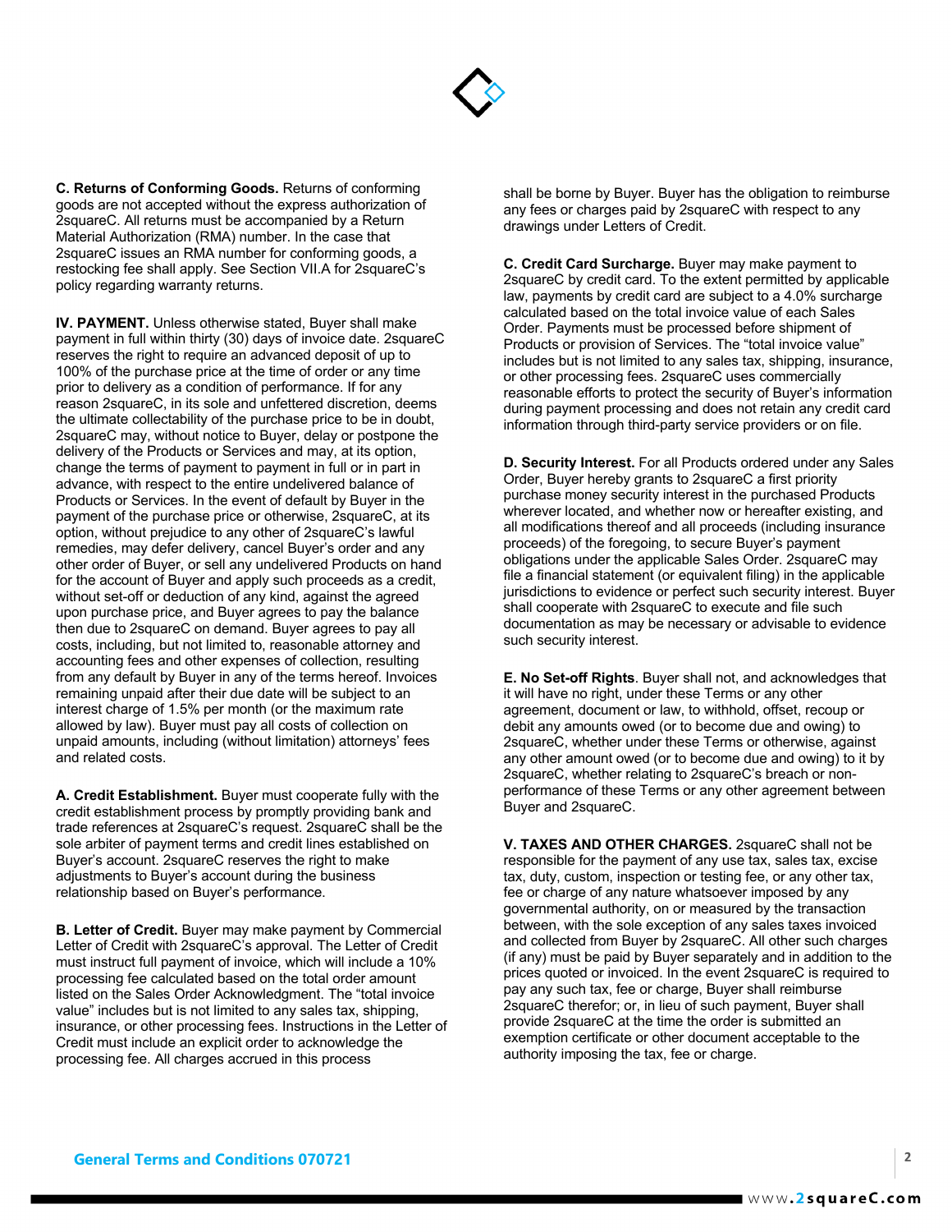**C. Returns of Conforming Goods.** Returns of conforming goods are not accepted without the express authorization of 2squareC. All returns must be accompanied by a Return Material Authorization (RMA) number. In the case that 2squareC issues an RMA number for conforming goods, a restocking fee shall apply. See Section VII.A for 2squareC's policy regarding warranty returns.

**IV. PAYMENT.** Unless otherwise stated, Buyer shall make payment in full within thirty (30) days of invoice date. 2squareC reserves the right to require an advanced deposit of up to 100% of the purchase price at the time of order or any time prior to delivery as a condition of performance. If for any reason 2squareC, in its sole and unfettered discretion, deems the ultimate collectability of the purchase price to be in doubt, 2squareC may, without notice to Buyer, delay or postpone the delivery of the Products or Services and may, at its option, change the terms of payment to payment in full or in part in advance, with respect to the entire undelivered balance of Products or Services. In the event of default by Buyer in the payment of the purchase price or otherwise, 2squareC, at its option, without prejudice to any other of 2squareC's lawful remedies, may defer delivery, cancel Buyer's order and any other order of Buyer, or sell any undelivered Products on hand for the account of Buyer and apply such proceeds as a credit, without set-off or deduction of any kind, against the agreed upon purchase price, and Buyer agrees to pay the balance then due to 2squareC on demand. Buyer agrees to pay all costs, including, but not limited to, reasonable attorney and accounting fees and other expenses of collection, resulting from any default by Buyer in any of the terms hereof. Invoices remaining unpaid after their due date will be subject to an interest charge of 1.5% per month (or the maximum rate allowed by law). Buyer must pay all costs of collection on unpaid amounts, including (without limitation) attorneys' fees and related costs.

**A. Credit Establishment.** Buyer must cooperate fully with the credit establishment process by promptly providing bank and trade references at 2squareC's request. 2squareC shall be the sole arbiter of payment terms and credit lines established on Buyer's account. 2squareC reserves the right to make adjustments to Buyer's account during the business relationship based on Buyer's performance.

**B. Letter of Credit.** Buyer may make payment by Commercial Letter of Credit with 2squareC's approval. The Letter of Credit must instruct full payment of invoice, which will include a 10% processing fee calculated based on the total order amount listed on the Sales Order Acknowledgment. The "total invoice value" includes but is not limited to any sales tax, shipping, insurance, or other processing fees. Instructions in the Letter of Credit must include an explicit order to acknowledge the processing fee. All charges accrued in this process shall be borne by Buyer. Buyer has the obligation to reimburse any fees or charges paid by 2squareC with respect to any drawings under Letters of Credit.

**C. Credit Card Surcharge.** Buyer may make payment to 2squareC by credit card. To the extent permitted by applicable law, payments by credit card are subject to a 4.0% surcharge calculated based on the total invoice value of each Sales Order. Payments must be processed before shipment of Products or provision of Services. The "total invoice value" includes but is not limited to any sales tax, shipping, insurance, or other processing fees. 2squareC uses commercially reasonable efforts to protect the security of Buyer's information during payment processing and does not retain any credit card information through third-party service providers or on file.

**D. Security Interest.** For all Products ordered under any Sales Order, Buyer hereby grants to 2squareC a first priority purchase money security interest in the purchased Products wherever located, and whether now or hereafter existing, and all modifications thereof and all proceeds (including insurance proceeds) of the foregoing, to secure Buyer's payment obligations under the applicable Sales Order. 2squareC may file a financial statement (or equivalent filing) in the applicable jurisdictions to evidence or perfect such security interest. Buyer shall cooperate with 2squareC to execute and file such documentation as may be necessary or advisable to evidence such security interest.

**E. No Set-off Rights**. Buyer shall not, and acknowledges that it will have no right, under these Terms or any other agreement, document or law, to withhold, offset, recoup or debit any amounts owed (or to become due and owing) to 2squareC, whether under these Terms or otherwise, against any other amount owed (or to become due and owing) to it by 2squareC, whether relating to 2squareC's breach or non-performance of these Terms or any other agreement between Buyer and 2squareC.

**V. TAXES AND OTHER CHARGES.** 2squareC shall not be responsible for the payment of any use tax, sales tax, excise tax, duty, custom, inspection or testing fee, or any other tax, fee or charge of any nature whatsoever imposed by any governmental authority, on or measured by the transaction between, with the sole exception of any sales taxes invoiced and collected from Buyer by 2squareC. All other such charges (if any) must be paid by Buyer separately and in addition to the prices quoted or invoiced. In the event 2squareC is required to pay any such tax, fee or charge, Buyer shall reimburse 2squareC therefor; or, in lieu of such payment, Buyer shall provide 2squareC at the time the order is submitted an exemption certificate or other document acceptable to the authority imposing the tax, fee or charge.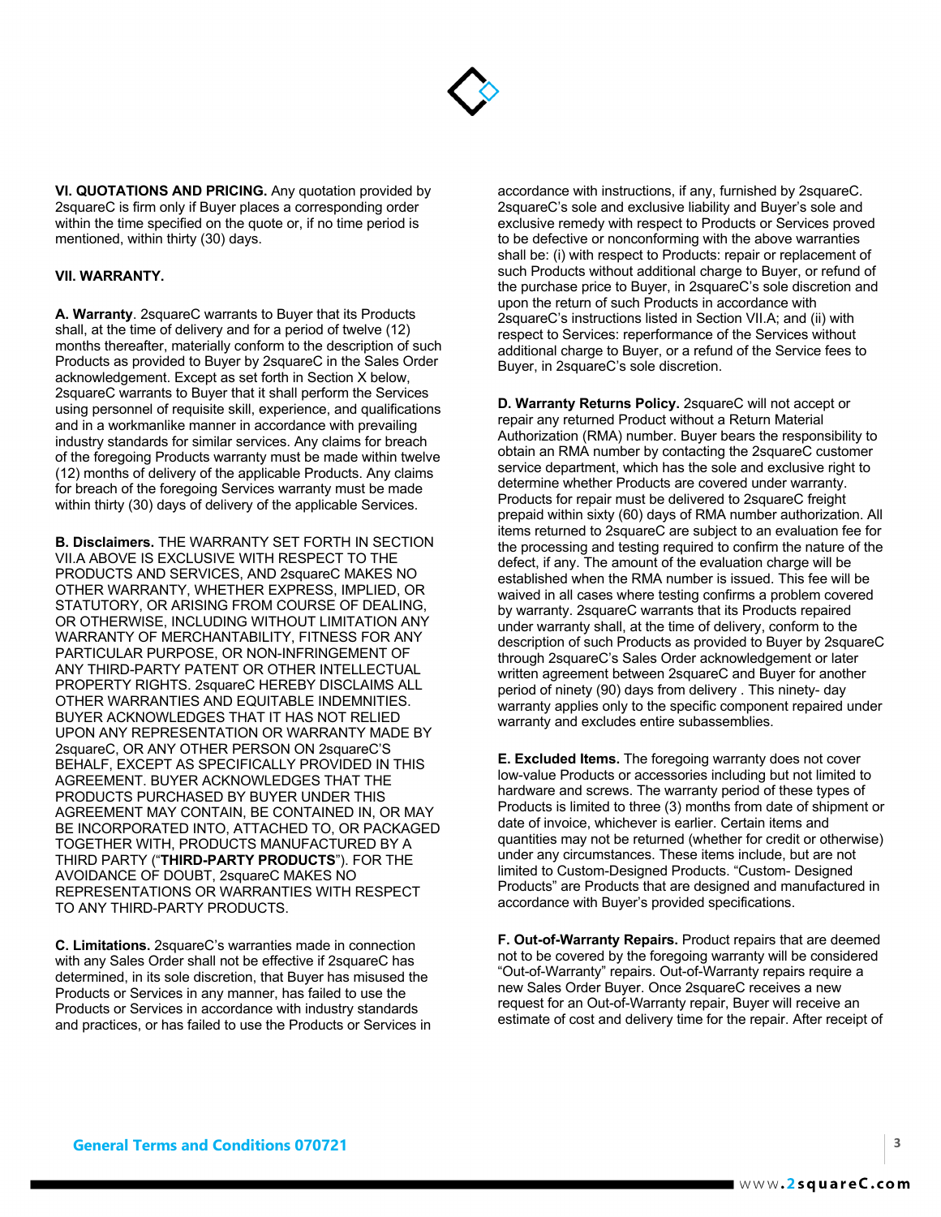**VI. QUOTATIONS AND PRICING.** Any quotation provided by 2squareC is firm only if Buyer places a corresponding order within the time specified on the quote or, if no time period is mentioned, within thirty (30) days.

**VII. WARRANTY.**

**A. Warranty**. 2squareC warrants to Buyer that its Products shall, at the time of delivery and for a period of twelve (12) months thereafter, materially conform to the description of such Products as provided to Buyer by 2squareC in the Sales Order acknowledgement. Except as set forth in Section X below, 2squareC warrants to Buyer that it shall perform the Services using personnel of requisite skill, experience, and qualifications and in a workmanlike manner in accordance with prevailing industry standards for similar services. Any claims for breach of the foregoing Products warranty must be made within twelve (12) months of delivery of the applicable Products. Any claims for breach of the foregoing Services warranty must be made within thirty (30) days of delivery of the applicable Services.

**B. Disclaimers.** THE WARRANTY SET FORTH IN SECTION VII.A ABOVE IS EXCLUSIVE WITH RESPECT TO THE PRODUCTS AND SERVICES, AND 2squareC MAKES NO OTHER WARRANTY, WHETHER EXPRESS, IMPLIED, OR STATUTORY, OR ARISING FROM COURSE OF DEALING, OR OTHERWISE, INCLUDING WITHOUT LIMITATION ANY WARRANTY OF MERCHANTABILITY, FITNESS FOR ANY PARTICULAR PURPOSE, OR NON-INFRINGEMENT OF ANY THIRD-PARTY PATENT OR OTHER INTELLECTUAL PROPERTY RIGHTS. 2squareC HEREBY DISCLAIMS ALL OTHER WARRANTIES AND EQUITABLE INDEMNITIES. BUYER ACKNOWLEDGES THAT IT HAS NOT RELIED UPON ANY REPRESENTATION OR WARRANTY MADE BY 2squareC, OR ANY OTHER PERSON ON 2squareC'S BEHALF, EXCEPT AS SPECIFICALLY PROVIDED IN THIS AGREEMENT. BUYER ACKNOWLEDGES THAT THE PRODUCTS PURCHASED BY BUYER UNDER THIS AGREEMENT MAY CONTAIN, BE CONTAINED IN, OR MAY BE INCORPORATED INTO, ATTACHED TO, OR PACKAGED TOGETHER WITH, PRODUCTS MANUFACTURED BY A THIRD PARTY ("**THIRD-PARTY PRODUCTS**"). FOR THE AVOIDANCE OF DOUBT, 2squareC MAKES NO REPRESENTATIONS OR WARRANTIES WITH RESPECT TO ANY THIRD-PARTY PRODUCTS.

**C. Limitations.** 2squareC's warranties made in connection with any Sales Order shall not be effective if 2squareC has determined, in its sole discretion, that Buyer has misused the Products or Services in any manner, has failed to use the Products or Services in accordance with industry standards and practices, or has failed to use the Products or Services in accordance with instructions, if any, furnished by 2squareC. 2squareC's sole and exclusive liability and Buyer's sole and exclusive remedy with respect to Products or Services proved to be defective or nonconforming with the above warranties shall be: (i) with respect to Products: repair or replacement of such Products without additional charge to Buyer, or refund of the purchase price to Buyer, in 2squareC's sole discretion and upon the return of such Products in accordance with 2squareC's instructions listed in Section VII.A; and (ii) with respect to Services: reperformance of the Services without additional charge to Buyer, or a refund of the Service fees to Buyer, in 2squareC's sole discretion.

**D. Warranty Returns Policy.** 2squareC will not accept or repair any returned Product without a Return Material Authorization (RMA) number. Buyer bears the responsibility to obtain an RMA number by contacting the 2squareC customer service department, which has the sole and exclusive right to determine whether Products are covered under warranty. Products for repair must be delivered to 2squareC freight prepaid within sixty (60) days of RMA number authorization. All items returned to 2squareC are subject to an evaluation fee for the processing and testing required to confirm the nature of the defect, if any. The amount of the evaluation charge will be established when the RMA number is issued. This fee will be waived in all cases where testing confirms a problem covered by warranty. 2squareC warrants that its Products repaired under warranty shall, at the time of delivery, conform to the description of such Products as provided to Buyer by 2squareC through 2squareC's Sales Order acknowledgement or later written agreement between 2squareC and Buyer for another period of ninety (90) days from delivery . This ninety- day warranty applies only to the specific component repaired under warranty and excludes entire subassemblies.

**E. Excluded Items.** The foregoing warranty does not cover low-value Products or accessories including but not limited to hardware and screws. The warranty period of these types of Products is limited to three (3) months from date of shipment or date of invoice, whichever is earlier. Certain items and quantities may not be returned (whether for credit or otherwise) under any circumstances. These items include, but are not limited to Custom-Designed Products. "Custom- Designed Products" are Products that are designed and manufactured in accordance with Buyer's provided specifications.

**F. Out-of-Warranty Repairs.** Product repairs that are deemed not to be covered by the foregoing warranty will be considered "Out-of-Warranty" repairs. Out-of-Warranty repairs require a new Sales Order Buyer. Once 2squareC receives a new request for an Out-of-Warranty repair, Buyer will receive an estimate of cost and delivery time for the repair. After receipt of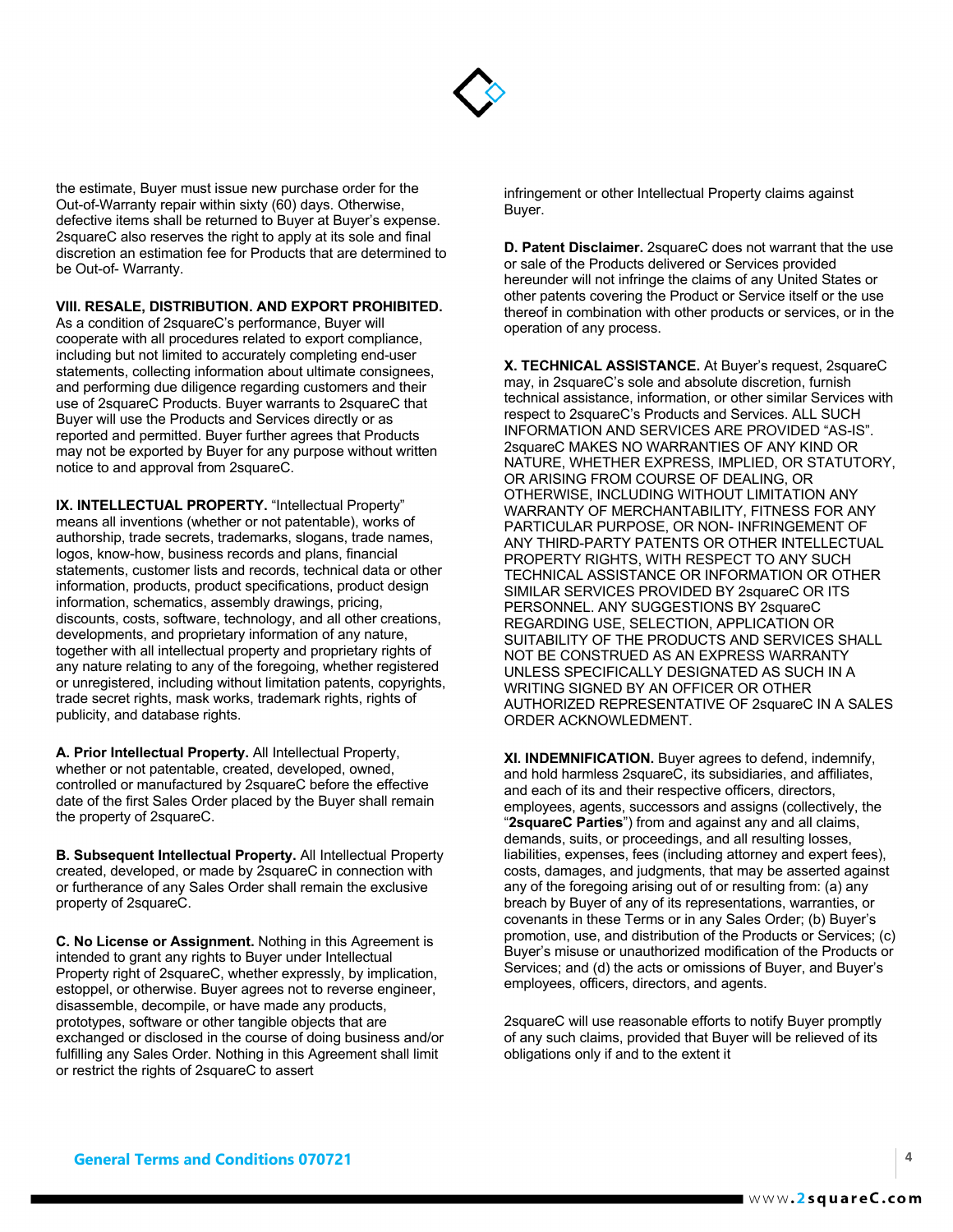the estimate, Buyer must issue new purchase order for the Out-of-Warranty repair within sixty (60) days. Otherwise, defective items shall be returned to Buyer at Buyer's expense. 2squareC also reserves the right to apply at its sole and final discretion an estimation fee for Products that are determined to be Out-of- Warranty.

**VIII. RESALE, DISTRIBUTION. AND EXPORT PROHIBITED.** As a condition of 2squareC's performance, Buyer will cooperate with all procedures related to export compliance, including but not limited to accurately completing end-user statements, collecting information about ultimate consignees, and performing due diligence regarding customers and their use of 2squareC Products. Buyer warrants to 2squareC that Buyer will use the Products and Services directly or as reported and permitted. Buyer further agrees that Products may not be exported by Buyer for any purpose without written notice to and approval from 2squareC.

**IX. INTELLECTUAL PROPERTY.** "Intellectual Property" means all inventions (whether or not patentable), works of authorship, trade secrets, trademarks, slogans, trade names, logos, know-how, business records and plans, financial statements, customer lists and records, technical data or other information, products, product specifications, product design information, schematics, assembly drawings, pricing, discounts, costs, software, technology, and all other creations, developments, and proprietary information of any nature, together with all intellectual property and proprietary rights of any nature relating to any of the foregoing, whether registered or unregistered, including without limitation patents, copyrights, trade secret rights, mask works, trademark rights, rights of publicity, and database rights.

**A. Prior Intellectual Property.** All Intellectual Property, whether or not patentable, created, developed, owned, controlled or manufactured by 2squareC before the effective date of the first Sales Order placed by the Buyer shall remain the property of 2squareC.

**B. Subsequent Intellectual Property.** All Intellectual Property created, developed, or made by 2squareC in connection with or furtherance of any Sales Order shall remain the exclusive property of 2squareC.

**C. No License or Assignment.** Nothing in this Agreement is intended to grant any rights to Buyer under Intellectual Property right of 2squareC, whether expressly, by implication, estoppel, or otherwise. Buyer agrees not to reverse engineer, disassemble, decompile, or have made any products, prototypes, software or other tangible objects that are exchanged or disclosed in the course of doing business and/or fulfilling any Sales Order. Nothing in this Agreement shall limit or restrict the rights of 2squareC to assert infringement or other Intellectual Property claims against Buyer.

**D. Patent Disclaimer.** 2squareC does not warrant that the use or sale of the Products delivered or Services provided hereunder will not infringe the claims of any United States or other patents covering the Product or Service itself or the use thereof in combination with other products or services, or in the operation of any process.

**X. TECHNICAL ASSISTANCE.** At Buyer's request, 2squareC may, in 2squareC's sole and absolute discretion, furnish technical assistance, information, or other similar Services with respect to 2squareC's Products and Services. ALL SUCH INFORMATION AND SERVICES ARE PROVIDED "AS-IS". 2squareC MAKES NO WARRANTIES OF ANY KIND OR NATURE, WHETHER EXPRESS, IMPLIED, OR STATUTORY, OR ARISING FROM COURSE OF DEALING, OR OTHERWISE, INCLUDING WITHOUT LIMITATION ANY WARRANTY OF MERCHANTABILITY, FITNESS FOR ANY PARTICULAR PURPOSE, OR NON- INFRINGEMENT OF ANY THIRD-PARTY PATENTS OR OTHER INTELLECTUAL PROPERTY RIGHTS, WITH RESPECT TO ANY SUCH TECHNICAL ASSISTANCE OR INFORMATION OR OTHER SIMILAR SERVICES PROVIDED BY 2squareC OR ITS PERSONNEL. ANY SUGGESTIONS BY 2squareC REGARDING USE, SELECTION, APPLICATION OR SUITABILITY OF THE PRODUCTS AND SERVICES SHALL NOT BE CONSTRUED AS AN EXPRESS WARRANTY UNLESS SPECIFICALLY DESIGNATED AS SUCH IN A WRITING SIGNED BY AN OFFICER OR OTHER AUTHORIZED REPRESENTATIVE OF 2squareC IN A SALES ORDER ACKNOWLEDGMENT.

**XI. INDEMNIFICATION.** Buyer agrees to defend, indemnify, and hold harmless 2squareC, its subsidiaries, and affiliates, and each of its and their respective officers, directors, employees, agents, successors and assigns (collectively, the "**2squareC Parties**") from and against any and all claims, demands, suits, or proceedings, and all resulting losses, liabilities, expenses, fees (including attorney and expert fees), costs, damages, and judgments, that may be asserted against any of the foregoing arising out of or resulting from: (a) any breach by Buyer of any of its representations, warranties, or covenants in these Terms or in any Sales Order; (b) Buyer's promotion, use, and distribution of the Products or Services; (c) Buyer's misuse or unauthorized modification of the Products or Services; and (d) the acts or omissions of Buyer, and Buyer's employees, officers, directors, and agents.

2squareC will use reasonable efforts to notify Buyer promptly of any such claims, provided that Buyer will be relieved of its obligations only if and to the extent it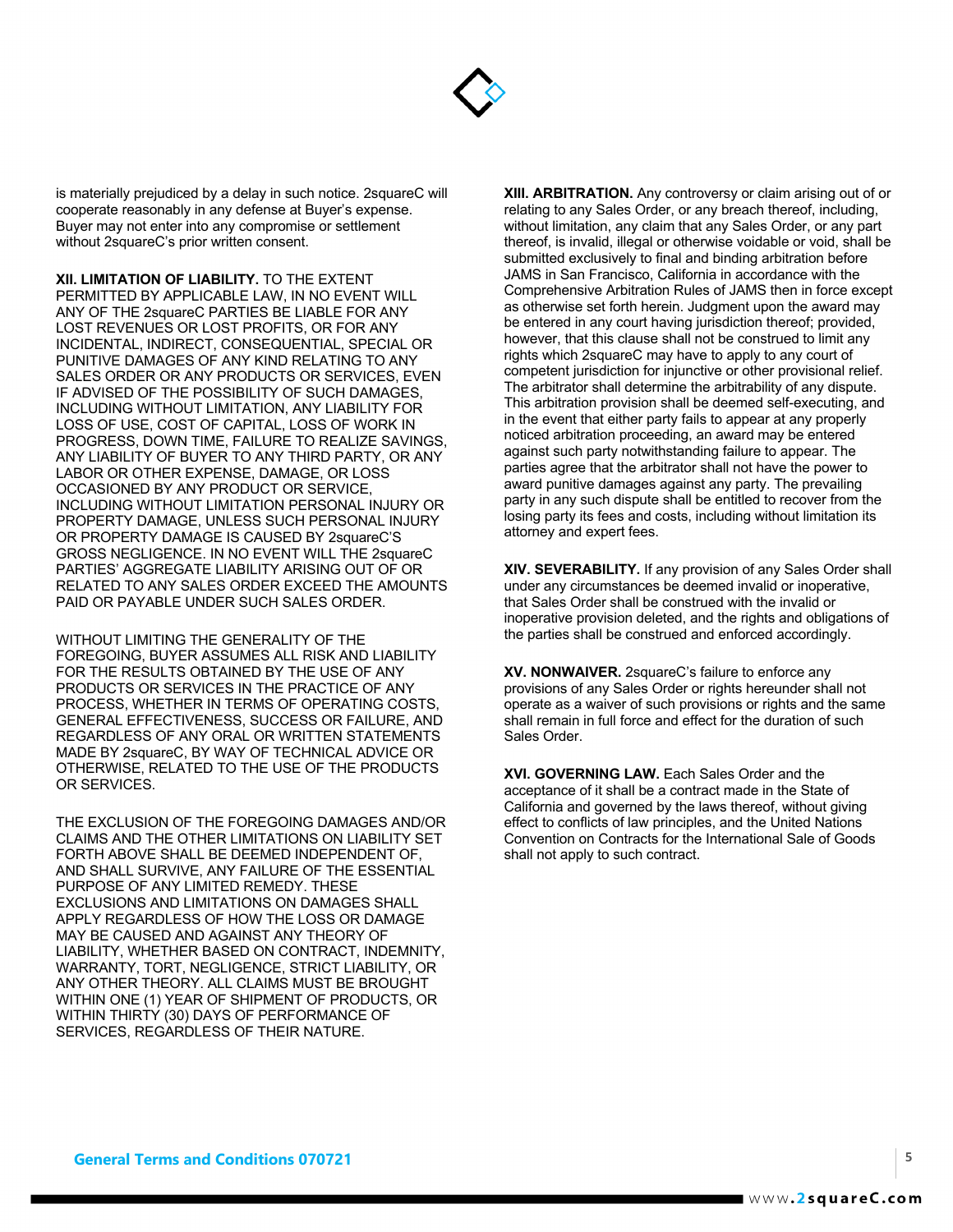is materially prejudiced by a delay in such notice. 2squareC will cooperate reasonably in any defense at Buyer's expense. Buyer may not enter into any compromise or settlement without 2squareC's prior written consent.

**XII. LIMITATION OF LIABILITY.** TO THE EXTENT PERMITTED BY APPLICABLE LAW, IN NO EVENT WILL ANY OF THE 2squareC PARTIES BE LIABLE FOR ANY LOST REVENUES OR LOST PROFITS, OR FOR ANY INCIDENTAL, INDIRECT, CONSEQUENTIAL, SPECIAL OR PUNITIVE DAMAGES OF ANY KIND RELATING TO ANY SALES ORDER OR ANY PRODUCTS OR SERVICES, EVEN IF ADVISED OF THE POSSIBILITY OF SUCH DAMAGES, INCLUDING WITHOUT LIMITATION, ANY LIABILITY FOR LOSS OF USE, COST OF CAPITAL, LOSS OF WORK IN PROGRESS, DOWN TIME, FAILURE TO REALIZE SAVINGS, ANY LIABILITY OF BUYER TO ANY THIRD PARTY, OR ANY LABOR OR OTHER EXPENSE, DAMAGE, OR LOSS OCCASIONED BY ANY PRODUCT OR SERVICE, INCLUDING WITHOUT LIMITATION PERSONAL INJURY OR PROPERTY DAMAGE, UNLESS SUCH PERSONAL INJURY OR PROPERTY DAMAGE IS CAUSED BY 2squareC'S GROSS NEGLIGENCE. IN NO EVENT WILL THE 2squareC PARTIES' AGGREGATE LIABILITY ARISING OUT OF OR RELATED TO ANY SALES ORDER EXCEED THE AMOUNTS PAID OR PAYABLE UNDER SUCH SALES ORDER.

WITHOUT LIMITING THE GENERALITY OF THE FOREGOING, BUYER ASSUMES ALL RISK AND LIABILITY FOR THE RESULTS OBTAINED BY THE USE OF ANY PRODUCTS OR SERVICES IN THE PRACTICE OF ANY PROCESS, WHETHER IN TERMS OF OPERATING COSTS, GENERAL EFFECTIVENESS, SUCCESS OR FAILURE, AND REGARDLESS OF ANY ORAL OR WRITTEN STATEMENTS MADE BY 2squareC, BY WAY OF TECHNICAL ADVICE OR OTHERWISE, RELATED TO THE USE OF THE PRODUCTS OR SERVICES.

THE EXCLUSION OF THE FOREGOING DAMAGES AND/OR CLAIMS AND THE OTHER LIMITATIONS ON LIABILITY SET FORTH ABOVE SHALL BE DEEMED INDEPENDENT OF, AND SHALL SURVIVE, ANY FAILURE OF THE ESSENTIAL PURPOSE OF ANY LIMITED REMEDY. THESE EXCLUSIONS AND LIMITATIONS ON DAMAGES SHALL APPLY REGARDLESS OF HOW THE LOSS OR DAMAGE MAY BE CAUSED AND AGAINST ANY THEORY OF LIABILITY, WHETHER BASED ON CONTRACT, INDEMNITY, WARRANTY, TORT, NEGLIGENCE, STRICT LIABILITY, OR ANY OTHER THEORY. ALL CLAIMS MUST BE BROUGHT WITHIN ONE (1) YEAR OF SHIPMENT OF PRODUCTS, OR WITHIN THIRTY (30) DAYS OF PERFORMANCE OF SERVICES, REGARDLESS OF THEIR NATURE.

**XIII. ARBITRATION.** Any controversy or claim arising out of or relating to any Sales Order, or any breach thereof, including, without limitation, any claim that any Sales Order, or any part thereof, is invalid, illegal or otherwise voidable or void, shall be submitted exclusively to final and binding arbitration before JAMS in San Francisco, California in accordance with the Comprehensive Arbitration Rules of JAMS then in force except as otherwise set forth herein. Judgment upon the award may be entered in any court having jurisdiction thereof; provided, however, that this clause shall not be construed to limit any rights which 2squareC may have to apply to any court of competent jurisdiction for injunctive or other provisional relief. The arbitrator shall determine the arbitrability of any dispute. This arbitration provision shall be deemed self-executing, and in the event that either party fails to appear at any properly noticed arbitration proceeding, an award may be entered against such party notwithstanding failure to appear. The parties agree that the arbitrator shall not have the power to award punitive damages against any party. The prevailing party in any such dispute shall be entitled to recover from the losing party its fees and costs, including without limitation its attorney and expert fees.

**XIV. SEVERABILITY.** If any provision of any Sales Order shall under any circumstances be deemed invalid or inoperative, that Sales Order shall be construed with the invalid or inoperative provision deleted, and the rights and obligations of the parties shall be construed and enforced accordingly.

**XV. NONWAIVER.** 2squareC's failure to enforce any provisions of any Sales Order or rights hereunder shall not operate as a waiver of such provisions or rights and the same shall remain in full force and effect for the duration of such Sales Order.

**XVI. GOVERNING LAW.** Each Sales Order and the acceptance of it shall be a contract made in the State of California and governed by the laws thereof, without giving effect to conflicts of law principles, and the United Nations Convention on Contracts for the International Sale of Goods shall not apply to such contract.